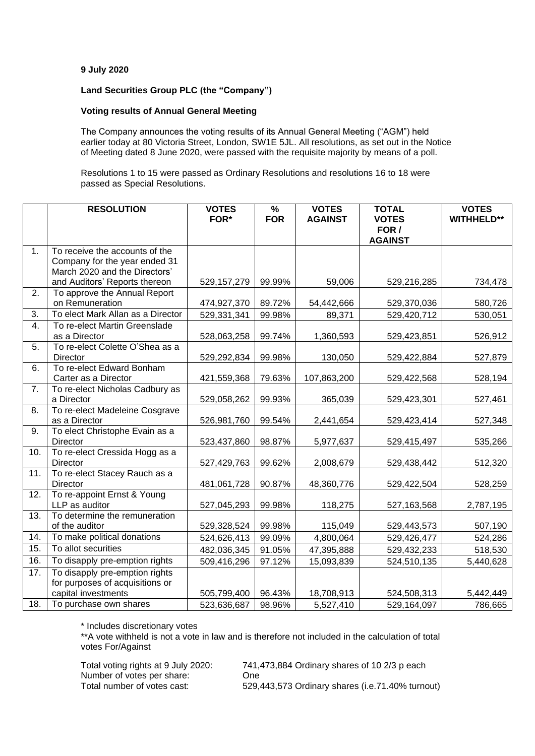**9 July 2020**

**Land Securities Group PLC (the "Company")**

**Voting results of Annual General Meeting**

The Company announces the voting results of its Annual General Meeting ("AGM") held earlier today at 80 Victoria Street, London, SW1E 5JL. All resolutions, as set out in the Notice of Meeting dated 8 June 2020, were passed with the requisite majority by means of a poll.

Resolutions 1 to 15 were passed as Ordinary Resolutions and resolutions 16 to 18 were passed as Special Resolutions.

| | RESOLUTION | VOTES FOR* | % FOR | VOTES AGAINST | TOTAL VOTES FOR / AGAINST | VOTES WITHHELD** |
|---|---|---|---|---|---|---|
| 1. | To receive the accounts of the Company for the year ended 31 March 2020 and the Directors' and Auditors' Reports thereon | 529,157,279 | 99.99% | 59,006 | 529,216,285 | 734,478 |
| 2. | To approve the Annual Report on Remuneration | 474,927,370 | 89.72% | 54,442,666 | 529,370,036 | 580,726 |
| 3. | To elect Mark Allan as a Director | 529,331,341 | 99.98% | 89,371 | 529,420,712 | 530,051 |
| 4. | To re-elect Martin Greenslade as a Director | 528,063,258 | 99.74% | 1,360,593 | 529,423,851 | 526,912 |
| 5. | To re-elect Colette O'Shea as a Director | 529,292,834 | 99.98% | 130,050 | 529,422,884 | 527,879 |
| 6. | To re-elect Edward Bonham Carter as a Director | 421,559,368 | 79.63% | 107,863,200 | 529,422,568 | 528,194 |
| 7. | To re-elect Nicholas Cadbury as a Director | 529,058,262 | 99.93% | 365,039 | 529,423,301 | 527,461 |
| 8. | To re-elect Madeleine Cosgrave as a Director | 526,981,760 | 99.54% | 2,441,654 | 529,423,414 | 527,348 |
| 9. | To elect Christophe Evain as a Director | 523,437,860 | 98.87% | 5,977,637 | 529,415,497 | 535,266 |
| 10. | To re-elect Cressida Hogg as a Director | 527,429,763 | 99.62% | 2,008,679 | 529,438,442 | 512,320 |
| 11. | To re-elect Stacey Rauch as a Director | 481,061,728 | 90.87% | 48,360,776 | 529,422,504 | 528,259 |
| 12. | To re-appoint Ernst & Young LLP as auditor | 527,045,293 | 99.98% | 118,275 | 527,163,568 | 2,787,195 |
| 13. | To determine the remuneration of the auditor | 529,328,524 | 99.98% | 115,049 | 529,443,573 | 507,190 |
| 14. | To make political donations | 524,626,413 | 99.09% | 4,800,064 | 529,426,477 | 524,286 |
| 15. | To allot securities | 482,036,345 | 91.05% | 47,395,888 | 529,432,233 | 518,530 |
| 16. | To disapply pre-emption rights | 509,416,296 | 97.12% | 15,093,839 | 524,510,135 | 5,440,628 |
| 17. | To disapply pre-emption rights for purposes of acquisitions or capital investments | 505,799,400 | 96.43% | 18,708,913 | 524,508,313 | 5,442,449 |
| 18. | To purchase own shares | 523,636,687 | 98.96% | 5,527,410 | 529,164,097 | 786,665 |

* Includes discretionary votes

**A vote withheld is not a vote in law and is therefore not included in the calculation of total votes For/Against

Total voting rights at 9 July 2020: 741,473,884 Ordinary shares of 10 2/3 p each
Number of votes per share: One
Total number of votes cast: 529,443,573 Ordinary shares (i.e.71.40% turnout)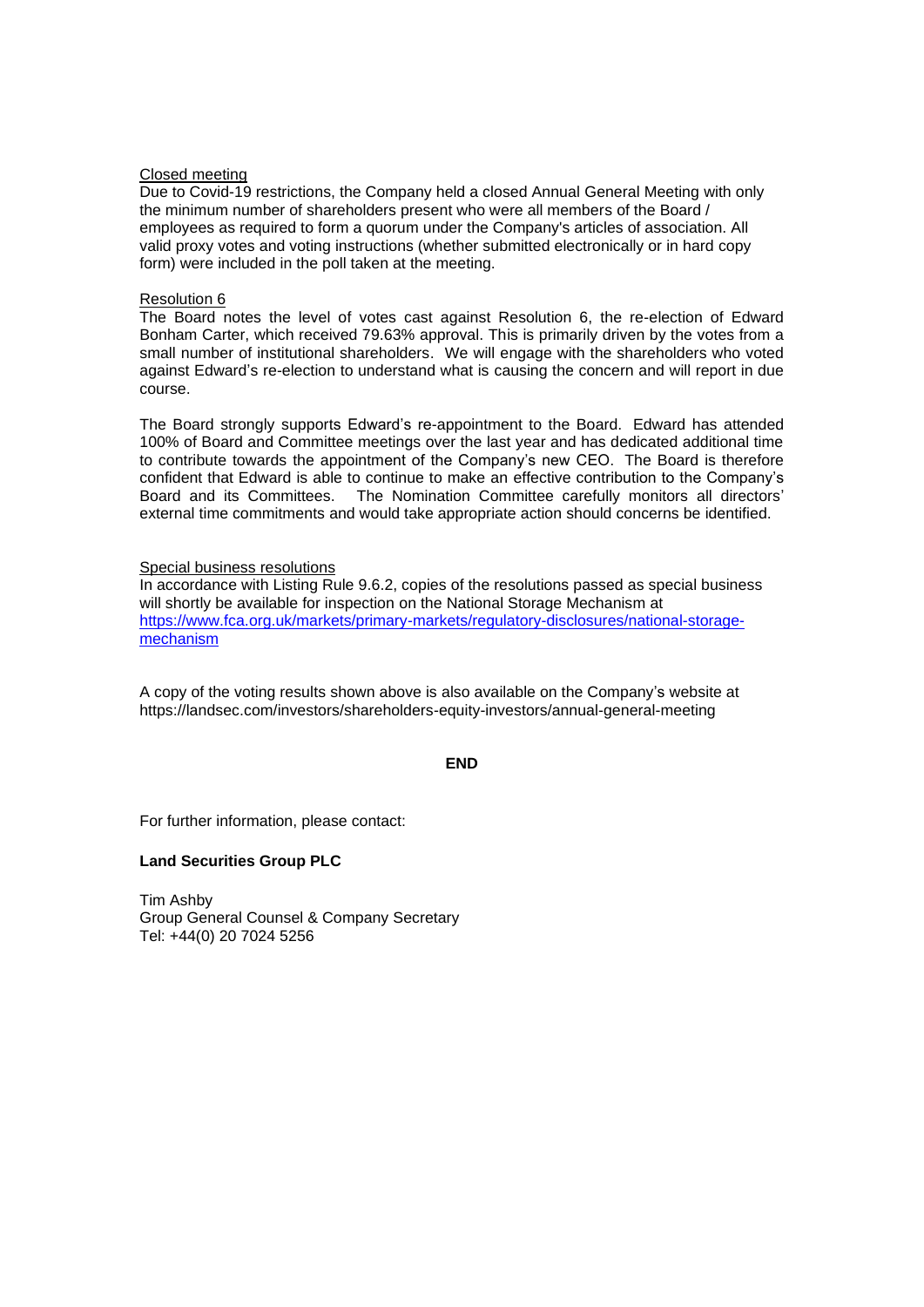Closed meeting

Due to Covid-19 restrictions, the Company held a closed Annual General Meeting with only the minimum number of shareholders present who were all members of the Board / employees as required to form a quorum under the Company's articles of association. All valid proxy votes and voting instructions (whether submitted electronically or in hard copy form) were included in the poll taken at the meeting.

Resolution 6

The Board notes the level of votes cast against Resolution 6, the re-election of Edward Bonham Carter, which received 79.63% approval. This is primarily driven by the votes from a small number of institutional shareholders. We will engage with the shareholders who voted against Edward's re-election to understand what is causing the concern and will report in due course.

The Board strongly supports Edward's re-appointment to the Board. Edward has attended 100% of Board and Committee meetings over the last year and has dedicated additional time to contribute towards the appointment of the Company's new CEO. The Board is therefore confident that Edward is able to continue to make an effective contribution to the Company's Board and its Committees. The Nomination Committee carefully monitors all directors' external time commitments and would take appropriate action should concerns be identified.

Special business resolutions

In accordance with Listing Rule 9.6.2, copies of the resolutions passed as special business will shortly be available for inspection on the National Storage Mechanism at [https://www.fca.org.uk/markets/primary-markets/regulatory-disclosures/national-storage-mechanism](https://www.fca.org.uk/markets/primary-markets/regulatory-disclosures/national-storage-mechanism)

A copy of the voting results shown above is also available on the Company's website at https://landsec.com/investors/shareholders-equity-investors/annual-general-meeting

**END**

For further information, please contact:

**Land Securities Group PLC**

Tim Ashby
Group General Counsel & Company Secretary
Tel: +44(0) 20 7024 5256